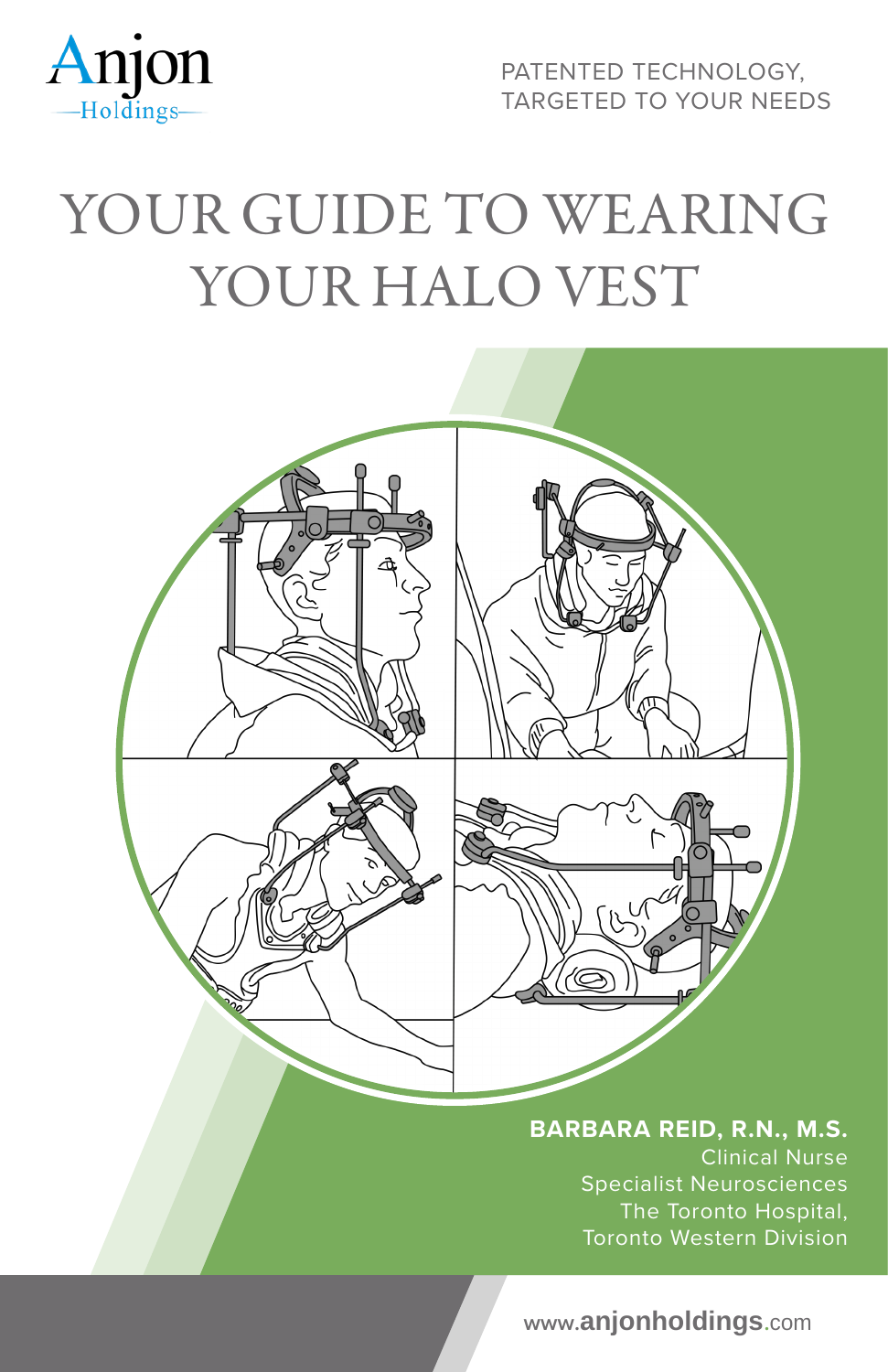Anjon Holdings

PATENTED TECHNOLOGY,
TARGETED TO YOUR NEEDS

# YOUR GUIDE TO WEARING YOUR HALO VEST

**BARBARA REID, R.N., M.S.**
Clinical Nurse
Specialist Neurosciences
The Toronto Hospital,
Toronto Western Division

www.**anjonholdings**.com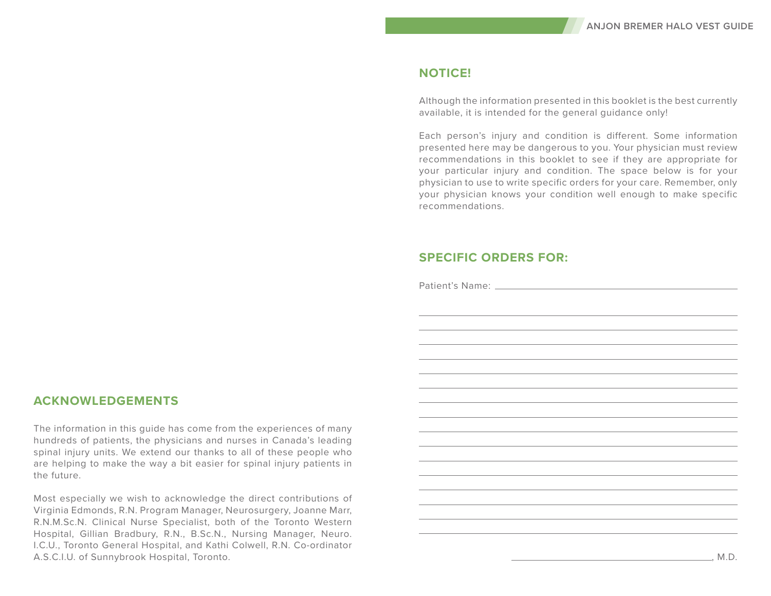## ACKNOWLEDGEMENTS

The information in this guide has come from the experiences of many hundreds of patients, the physicians and nurses in Canada's leading spinal injury units. We extend our thanks to all of these people who are helping to make the way a bit easier for spinal injury patients in the future.

Most especially we wish to acknowledge the direct contributions of Virginia Edmonds, R.N. Program Manager, Neurosurgery, Joanne Marr, R.N.M.Sc.N. Clinical Nurse Specialist, both of the Toronto Western Hospital, Gillian Bradbury, R.N., B.Sc.N., Nursing Manager, Neuro. I.C.U., Toronto General Hospital, and Kathi Colwell, R.N. Co-ordinator A.S.C.I.U. of Sunnybrook Hospital, Toronto.

## NOTICE!

Although the information presented in this booklet is the best currently available, it is intended for the general guidance only!

Each person's injury and condition is different. Some information presented here may be dangerous to you. Your physician must review recommendations in this booklet to see if they are appropriate for your particular injury and condition. The space below is for your physician to use to write specific orders for your care. Remember, only your physician knows your condition well enough to make specific recommendations.

## SPECIFIC ORDERS FOR:

Patient's Name: ______________________________

______________________________________________

______________________________________________

______________________________________________

______________________________________________

______________________________________________

______________________________________________

______________________________________________

______________________________________________

______________________________________________

______________________________________________

______________________________________________

______________________________________________

______________________________________________

______________________________________________

______________________________________________

______________________________________________

______________________________, M.D.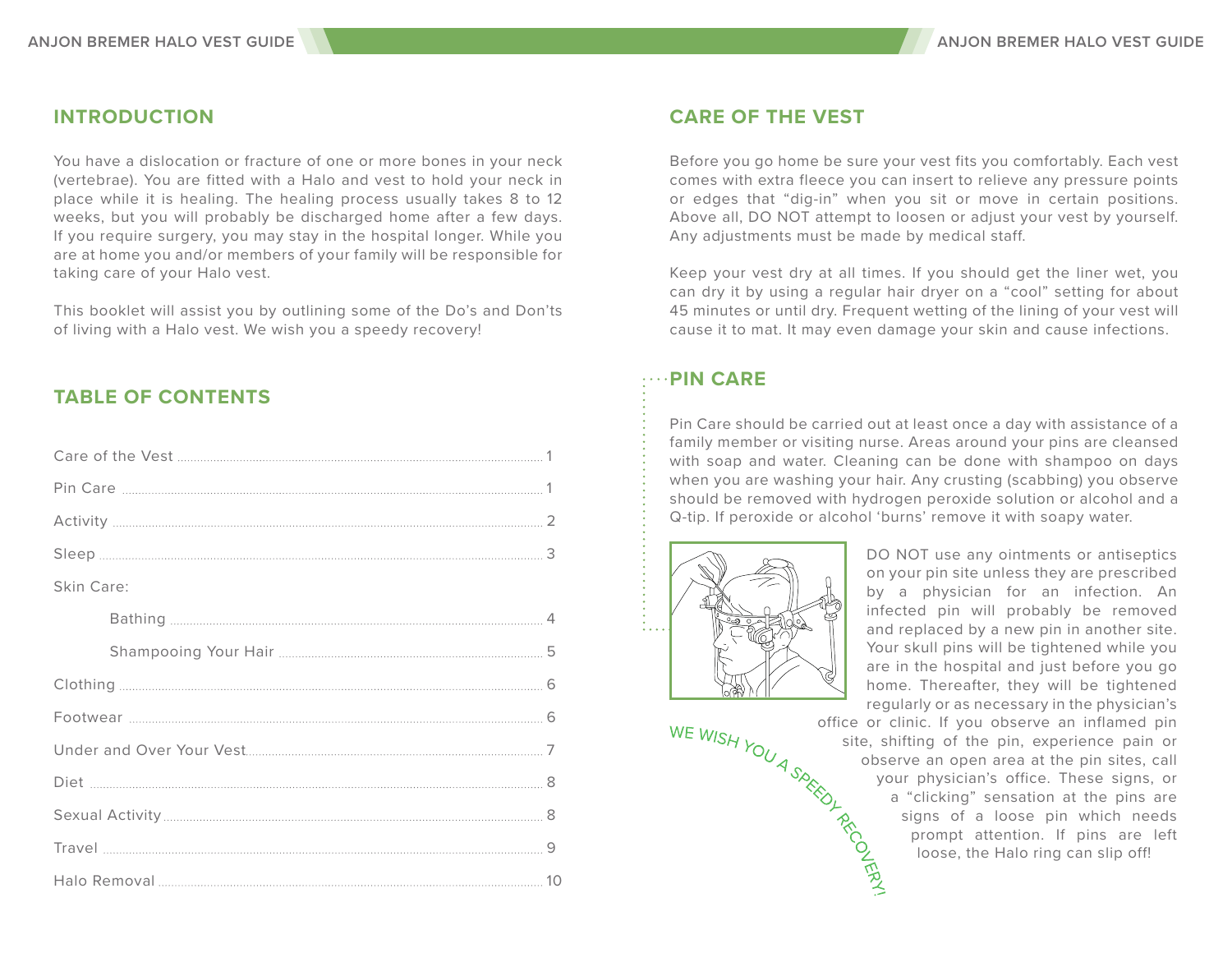## INTRODUCTION

You have a dislocation or fracture of one or more bones in your neck (vertebrae). You are fitted with a Halo and vest to hold your neck in place while it is healing. The healing process usually takes 8 to 12 weeks, but you will probably be discharged home after a few days. If you require surgery, you may stay in the hospital longer. While you are at home you and/or members of your family will be responsible for taking care of your Halo vest.

This booklet will assist you by outlining some of the Do's and Don'ts of living with a Halo vest. We wish you a speedy recovery!

## TABLE OF CONTENTS

| | |
|---|---|
| Care of the Vest | 1 |
| Pin Care | 1 |
| Activity | 2 |
| Sleep | 3 |
| Skin Care: | |
| Bathing | 4 |
| Shampooing Your Hair | 5 |
| Clothing | 6 |
| Footwear | 6 |
| Under and Over Your Vest | 7 |
| Diet | 8 |
| Sexual Activity | 8 |
| Travel | 9 |
| Halo Removal | 10 |

## CARE OF THE VEST

Before you go home be sure your vest fits you comfortably. Each vest comes with extra fleece you can insert to relieve any pressure points or edges that "dig-in" when you sit or move in certain positions. Above all, DO NOT attempt to loosen or adjust your vest by yourself. Any adjustments must be made by medical staff.

Keep your vest dry at all times. If you should get the liner wet, you can dry it by using a regular hair dryer on a "cool" setting for about 45 minutes or until dry. Frequent wetting of the lining of your vest will cause it to mat. It may even damage your skin and cause infections.

## PIN CARE

Pin Care should be carried out at least once a day with assistance of a family member or visiting nurse. Areas around your pins are cleansed with soap and water. Cleaning can be done with shampoo on days when you are washing your hair. Any crusting (scabbing) you observe should be removed with hydrogen peroxide solution or alcohol and a Q-tip. If peroxide or alcohol 'burns' remove it with soapy water.

DO NOT use any ointments or antiseptics on your pin site unless they are prescribed by a physician for an infection. An infected pin will probably be removed and replaced by a new pin in another site. Your skull pins will be tightened while you are in the hospital and just before you go home. Thereafter, they will be tightened regularly or as necessary in the physician's office or clinic. If you observe an inflamed pin site, shifting of the pin, experience pain or observe an open area at the pin sites, call your physician's office. These signs, or a "clicking" sensation at the pins are signs of a loose pin which needs prompt attention. If pins are left loose, the Halo ring can slip off!

WE WISH YOU A SPEEDY RECOVERY!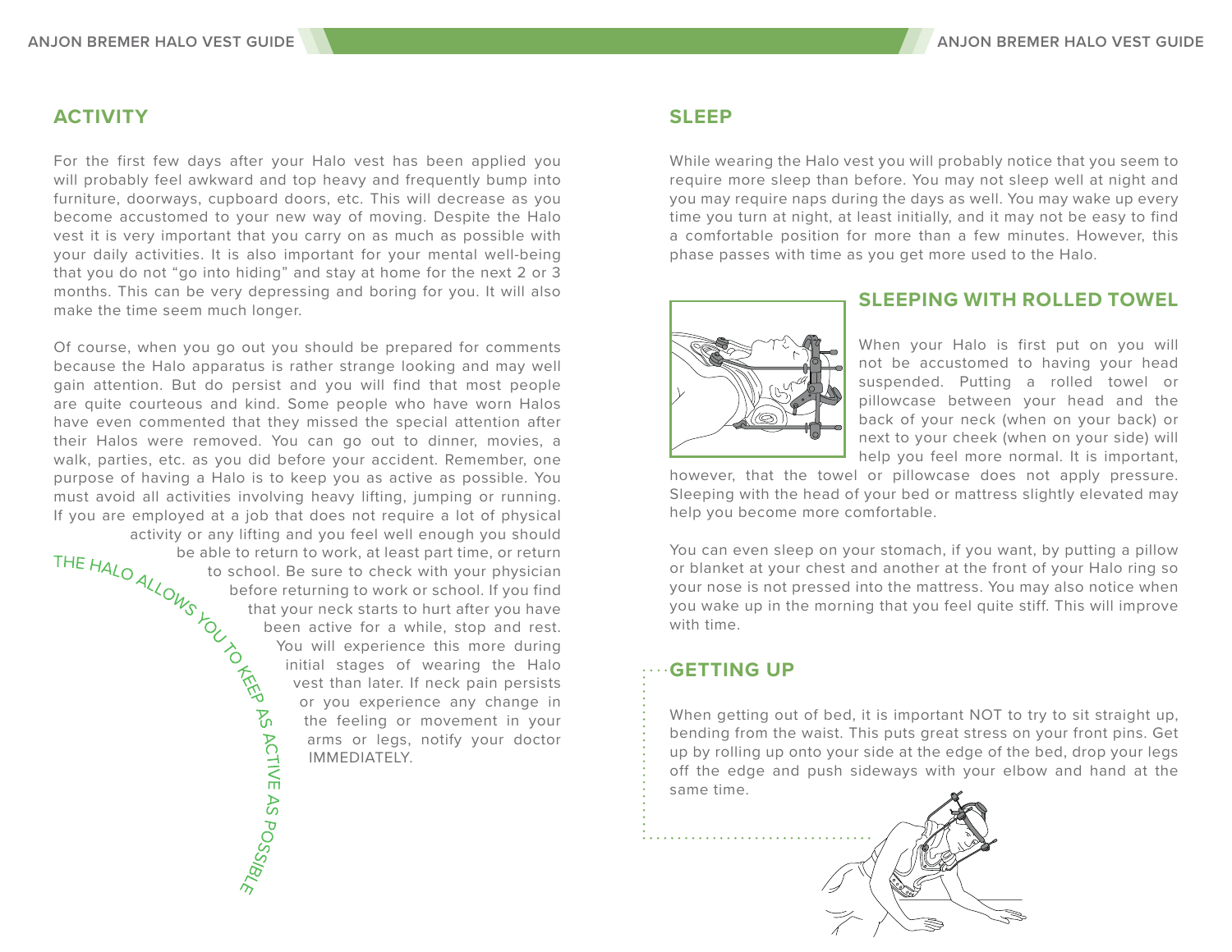## ACTIVITY

For the first few days after your Halo vest has been applied you will probably feel awkward and top heavy and frequently bump into furniture, doorways, cupboard doors, etc. This will decrease as you become accustomed to your new way of moving. Despite the Halo vest it is very important that you carry on as much as possible with your daily activities. It is also important for your mental well-being that you do not "go into hiding" and stay at home for the next 2 or 3 months. This can be very depressing and boring for you. It will also make the time seem much longer.

Of course, when you go out you should be prepared for comments because the Halo apparatus is rather strange looking and may well gain attention. But do persist and you will find that most people are quite courteous and kind. Some people who have worn Halos have even commented that they missed the special attention after their Halos were removed. You can go out to dinner, movies, a walk, parties, etc. as you did before your accident. Remember, one purpose of having a Halo is to keep you as active as possible. You must avoid all activities involving heavy lifting, jumping or running. If you are employed at a job that does not require a lot of physical activity or any lifting and you feel well enough you should be able to return to work, at least part time, or return to school. Be sure to check with your physician before returning to work or school. If you find that your neck starts to hurt after you have been active for a while, stop and rest. You will experience this more during initial stages of wearing the Halo vest than later. If neck pain persists or you experience any change in the feeling or movement in your arms or legs, notify your doctor IMMEDIATELY.

THE HALO ALLOWS YOU TO KEEP AS ACTIVE AS POSSIBLE

## SLEEP

While wearing the Halo vest you will probably notice that you seem to require more sleep than before. You may not sleep well at night and you may require naps during the days as well. You may wake up every time you turn at night, at least initially, and it may not be easy to find a comfortable position for more than a few minutes. However, this phase passes with time as you get more used to the Halo.

## SLEEPING WITH ROLLED TOWEL

When your Halo is first put on you will not be accustomed to having your head suspended. Putting a rolled towel or pillowcase between your head and the back of your neck (when on your back) or next to your cheek (when on your side) will help you feel more normal. It is important, however, that the towel or pillowcase does not apply pressure. Sleeping with the head of your bed or mattress slightly elevated may help you become more comfortable.

You can even sleep on your stomach, if you want, by putting a pillow or blanket at your chest and another at the front of your Halo ring so your nose is not pressed into the mattress. You may also notice when you wake up in the morning that you feel quite stiff. This will improve with time.

## GETTING UP

When getting out of bed, it is important NOT to try to sit straight up, bending from the waist. This puts great stress on your front pins. Get up by rolling up onto your side at the edge of the bed, drop your legs off the edge and push sideways with your elbow and hand at the same time.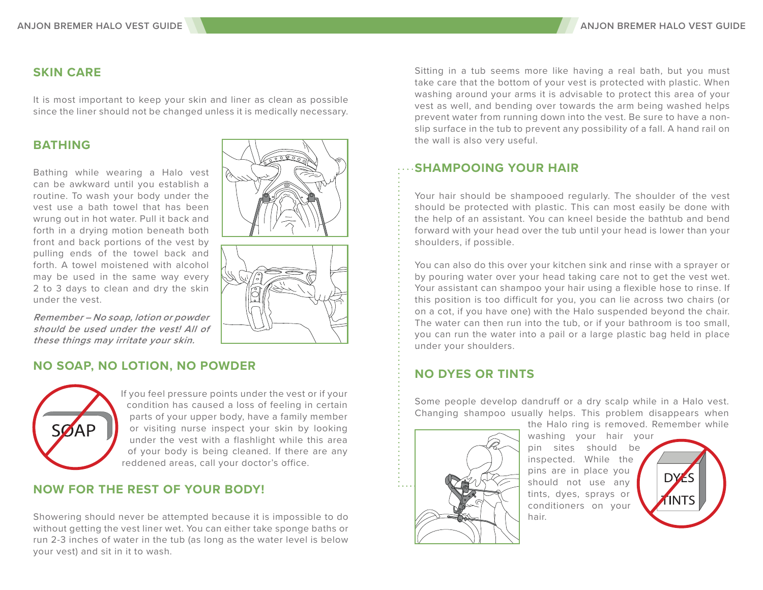## SKIN CARE

It is most important to keep your skin and liner as clean as possible since the liner should not be changed unless it is medically necessary.

## BATHING

Bathing while wearing a Halo vest can be awkward until you establish a routine. To wash your body under the vest use a bath towel that has been wrung out in hot water. Pull it back and forth in a drying motion beneath both front and back portions of the vest by pulling ends of the towel back and forth. A towel moistened with alcohol may be used in the same way every 2 to 3 days to clean and dry the skin under the vest.

***Remember – No soap, lotion or powder should be used under the vest! All of these things may irritate your skin.***

## NO SOAP, NO LOTION, NO POWDER

If you feel pressure points under the vest or if your condition has caused a loss of feeling in certain parts of your upper body, have a family member or visiting nurse inspect your skin by looking under the vest with a flashlight while this area of your body is being cleaned. If there are any reddened areas, call your doctor's office.

## NOW FOR THE REST OF YOUR BODY!

Showering should never be attempted because it is impossible to do without getting the vest liner wet. You can either take sponge baths or run 2-3 inches of water in the tub (as long as the water level is below your vest) and sit in it to wash.

Sitting in a tub seems more like having a real bath, but you must take care that the bottom of your vest is protected with plastic. When washing around your arms it is advisable to protect this area of your vest as well, and bending over towards the arm being washed helps prevent water from running down into the vest. Be sure to have a non-slip surface in the tub to prevent any possibility of a fall. A hand rail on the wall is also very useful.

## SHAMPOOING YOUR HAIR

Your hair should be shampooed regularly. The shoulder of the vest should be protected with plastic. This can most easily be done with the help of an assistant. You can kneel beside the bathtub and bend forward with your head over the tub until your head is lower than your shoulders, if possible.

You can also do this over your kitchen sink and rinse with a sprayer or by pouring water over your head taking care not to get the vest wet. Your assistant can shampoo your hair using a flexible hose to rinse. If this position is too difficult for you, you can lie across two chairs (or on a cot, if you have one) with the Halo suspended beyond the chair. The water can then run into the tub, or if your bathroom is too small, you can run the water into a pail or a large plastic bag held in place under your shoulders.

## NO DYES OR TINTS

Some people develop dandruff or a dry scalp while in a Halo vest. Changing shampoo usually helps. This problem disappears when the Halo ring is removed. Remember while washing your hair your pin sites should be inspected. While the pins are in place you should not use any tints, dyes, sprays or conditioners on your hair.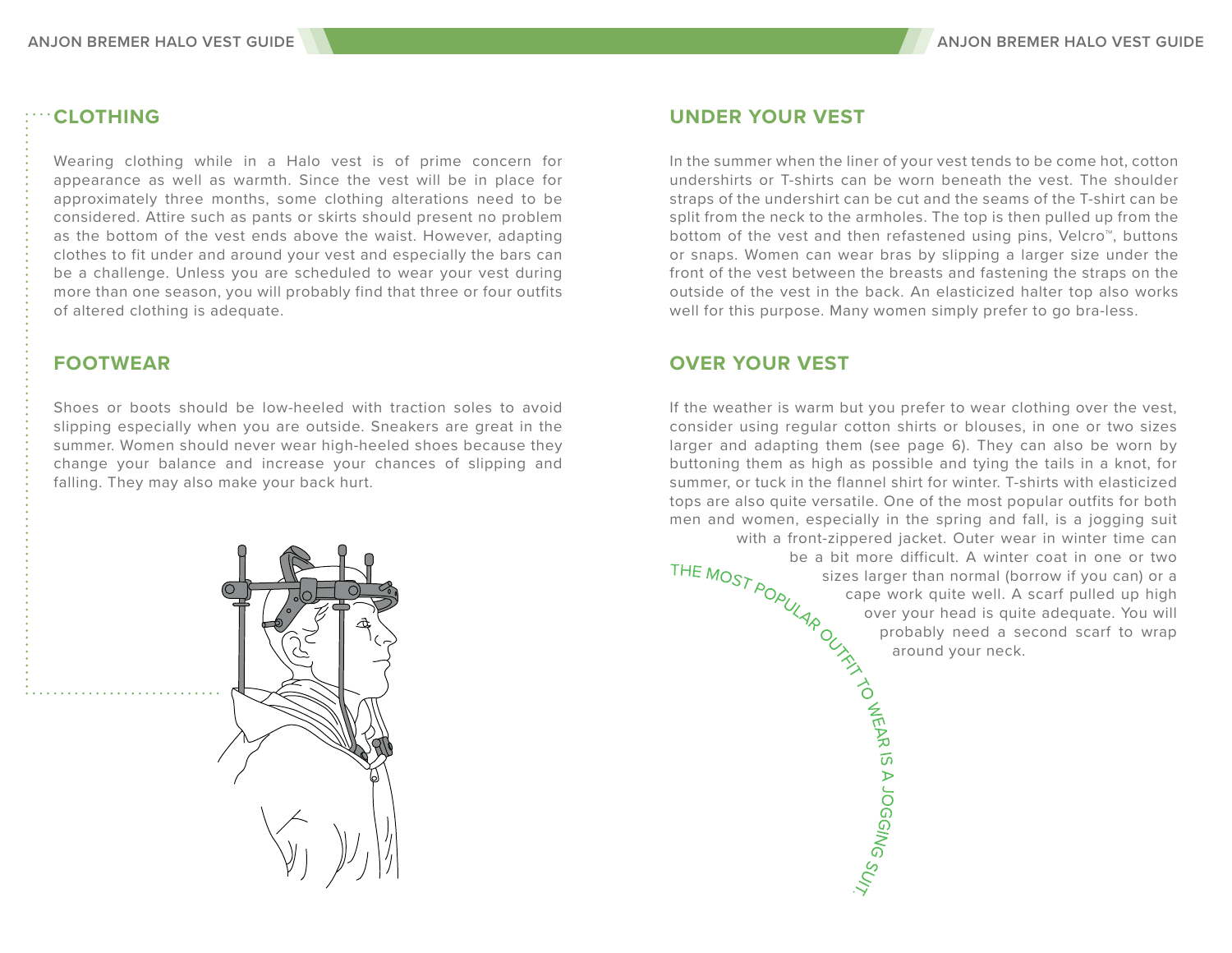## CLOTHING

Wearing clothing while in a Halo vest is of prime concern for appearance as well as warmth. Since the vest will be in place for approximately three months, some clothing alterations need to be considered. Attire such as pants or skirts should present no problem as the bottom of the vest ends above the waist. However, adapting clothes to fit under and around your vest and especially the bars can be a challenge. Unless you are scheduled to wear your vest during more than one season, you will probably find that three or four outfits of altered clothing is adequate.

## FOOTWEAR

Shoes or boots should be low-heeled with traction soles to avoid slipping especially when you are outside. Sneakers are great in the summer. Women should never wear high-heeled shoes because they change your balance and increase your chances of slipping and falling. They may also make your back hurt.

## UNDER YOUR VEST

In the summer when the liner of your vest tends to be come hot, cotton undershirts or T-shirts can be worn beneath the vest. The shoulder straps of the undershirt can be cut and the seams of the T-shirt can be split from the neck to the armholes. The top is then pulled up from the bottom of the vest and then refastened using pins, Velcro™, buttons or snaps. Women can wear bras by slipping a larger size under the front of the vest between the breasts and fastening the straps on the outside of the vest in the back. An elasticized halter top also works well for this purpose. Many women simply prefer to go bra-less.

## OVER YOUR VEST

If the weather is warm but you prefer to wear clothing over the vest, consider using regular cotton shirts or blouses, in one or two sizes larger and adapting them (see page 6). They can also be worn by buttoning them as high as possible and tying the tails in a knot, for summer, or tuck in the flannel shirt for winter. T-shirts with elasticized tops are also quite versatile. One of the most popular outfits for both men and women, especially in the spring and fall, is a jogging suit with a front-zippered jacket. Outer wear in winter time can be a bit more difficult. A winter coat in one or two sizes larger than normal (borrow if you can) or a cape work quite well. A scarf pulled up high over your head is quite adequate. You will probably need a second scarf to wrap around your neck.

THE MOST POPULAR OUTFIT TO WEAR IS A JOGGING SUIT.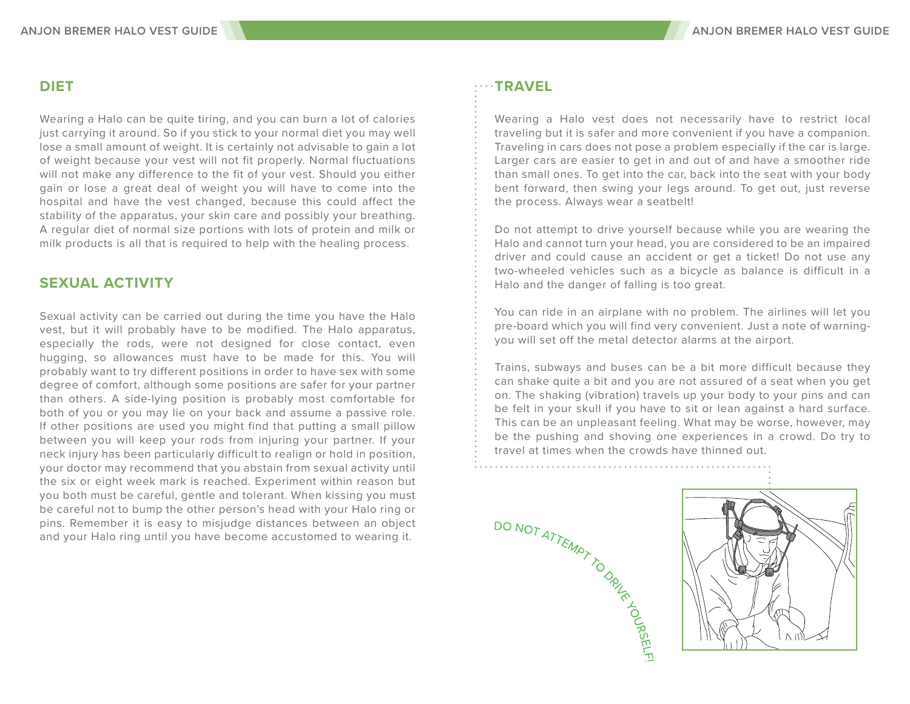## DIET

Wearing a Halo can be quite tiring, and you can burn a lot of calories just carrying it around. So if you stick to your normal diet you may well lose a small amount of weight. It is certainly not advisable to gain a lot of weight because your vest will not fit properly. Normal fluctuations will not make any difference to the fit of your vest. Should you either gain or lose a great deal of weight you will have to come into the hospital and have the vest changed, because this could affect the stability of the apparatus, your skin care and possibly your breathing. A regular diet of normal size portions with lots of protein and milk or milk products is all that is required to help with the healing process.

## SEXUAL ACTIVITY

Sexual activity can be carried out during the time you have the Halo vest, but it will probably have to be modified. The Halo apparatus, especially the rods, were not designed for close contact, even hugging, so allowances must have to be made for this. You will probably want to try different positions in order to have sex with some degree of comfort, although some positions are safer for your partner than others. A side-lying position is probably most comfortable for both of you or you may lie on your back and assume a passive role. If other positions are used you might find that putting a small pillow between you will keep your rods from injuring your partner. If your neck injury has been particularly difficult to realign or hold in position, your doctor may recommend that you abstain from sexual activity until the six or eight week mark is reached. Experiment within reason but you both must be careful, gentle and tolerant. When kissing you must be careful not to bump the other person's head with your Halo ring or pins. Remember it is easy to misjudge distances between an object and your Halo ring until you have become accustomed to wearing it.

## TRAVEL

Wearing a Halo vest does not necessarily have to restrict local traveling but it is safer and more convenient if you have a companion. Traveling in cars does not pose a problem especially if the car is large. Larger cars are easier to get in and out of and have a smoother ride than small ones. To get into the car, back into the seat with your body bent forward, then swing your legs around. To get out, just reverse the process. Always wear a seatbelt!

Do not attempt to drive yourself because while you are wearing the Halo and cannot turn your head, you are considered to be an impaired driver and could cause an accident or get a ticket! Do not use any two-wheeled vehicles such as a bicycle as balance is difficult in a Halo and the danger of falling is too great.

You can ride in an airplane with no problem. The airlines will let you pre-board which you will find very convenient. Just a note of warning- you will set off the metal detector alarms at the airport.

Trains, subways and buses can be a bit more difficult because they can shake quite a bit and you are not assured of a seat when you get on. The shaking (vibration) travels up your body to your pins and can be felt in your skull if you have to sit or lean against a hard surface. This can be an unpleasant feeling. What may be worse, however, may be the pushing and shoving one experiences in a crowd. Do try to travel at times when the crowds have thinned out.

DO NOT ATTEMPT TO DRIVE YOURSELF!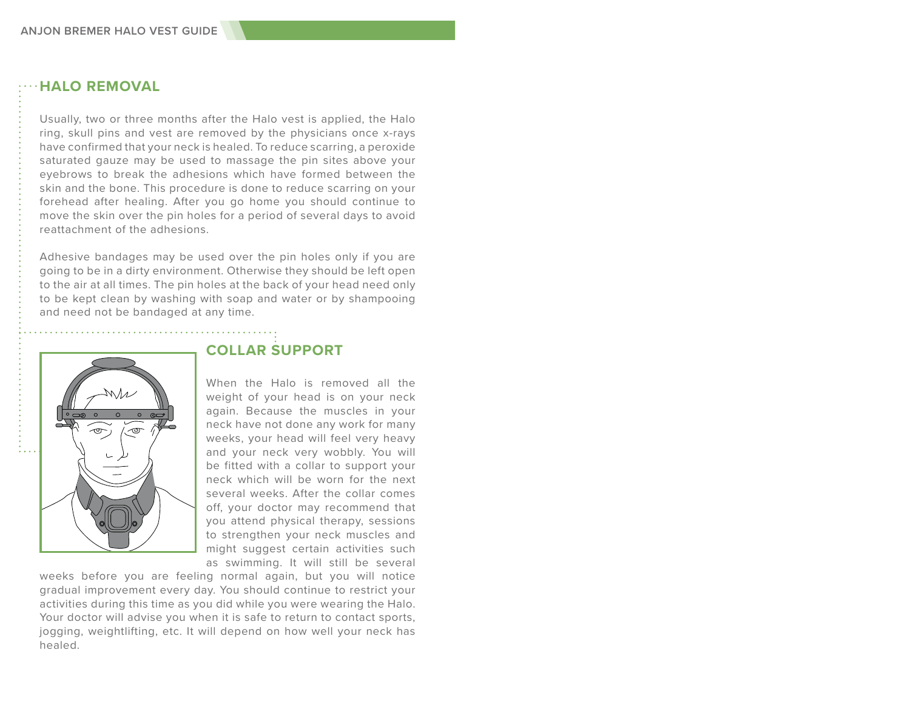## HALO REMOVAL

Usually, two or three months after the Halo vest is applied, the Halo ring, skull pins and vest are removed by the physicians once x-rays have confirmed that your neck is healed. To reduce scarring, a peroxide saturated gauze may be used to massage the pin sites above your eyebrows to break the adhesions which have formed between the skin and the bone. This procedure is done to reduce scarring on your forehead after healing. After you go home you should continue to move the skin over the pin holes for a period of several days to avoid reattachment of the adhesions.

Adhesive bandages may be used over the pin holes only if you are going to be in a dirty environment. Otherwise they should be left open to the air at all times. The pin holes at the back of your head need only to be kept clean by washing with soap and water or by shampooing and need not be bandaged at any time.

## COLLAR SUPPORT

When the Halo is removed all the weight of your head is on your neck again. Because the muscles in your neck have not done any work for many weeks, your head will feel very heavy and your neck very wobbly. You will be fitted with a collar to support your neck which will be worn for the next several weeks. After the collar comes off, your doctor may recommend that you attend physical therapy, sessions to strengthen your neck muscles and might suggest certain activities such as swimming. It will still be several weeks before you are feeling normal again, but you will notice gradual improvement every day. You should continue to restrict your activities during this time as you did while you were wearing the Halo. Your doctor will advise you when it is safe to return to contact sports, jogging, weightlifting, etc. It will depend on how well your neck has healed.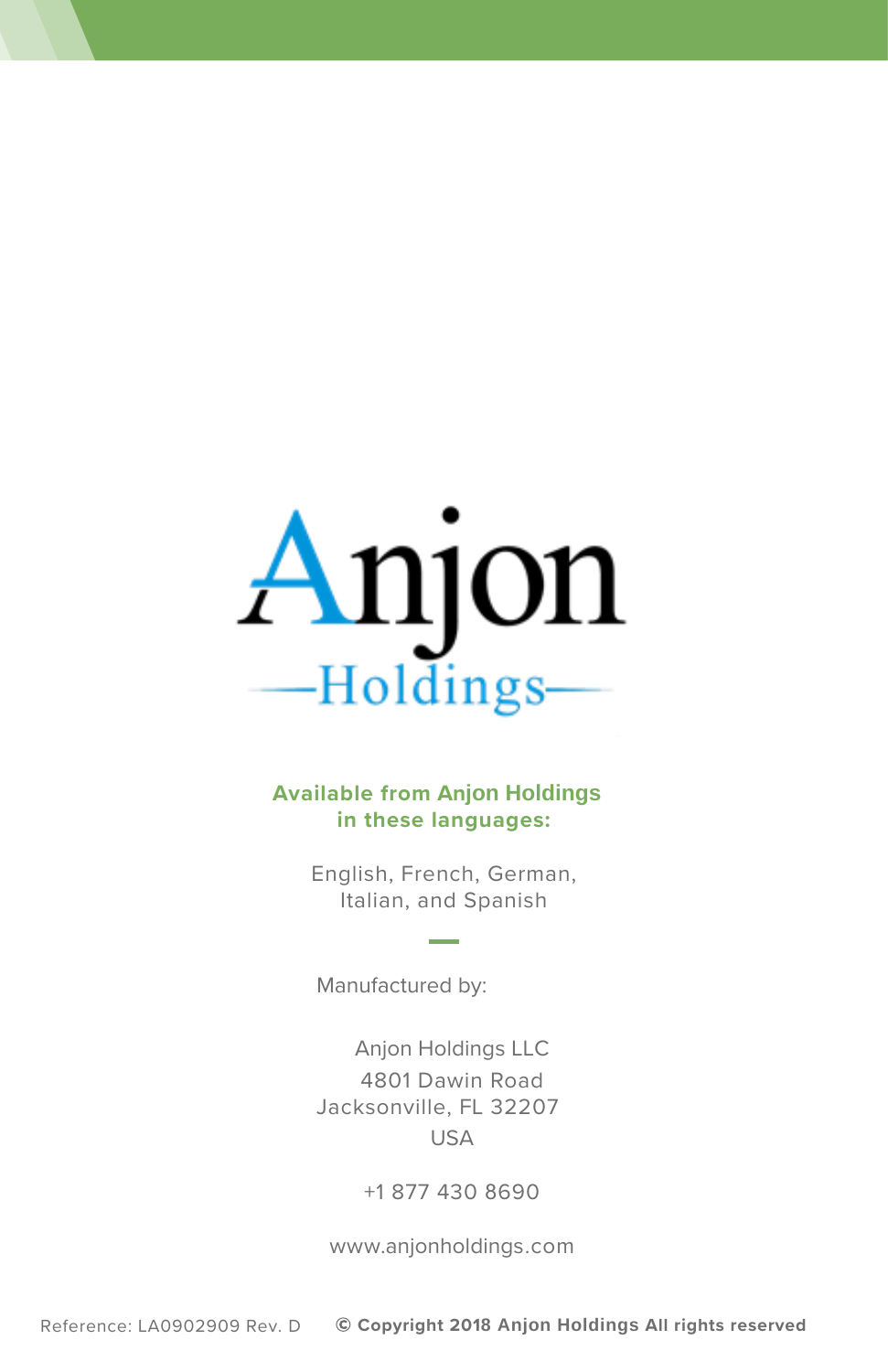Anjon

Holdings

**Available from Anjon Holdings in these languages:**

English, French, German, Italian, and Spanish

Manufactured by:

Anjon Holdings LLC
4801 Dawin Road
Jacksonville, FL 32207
USA

+1 877 430 8690

www.anjonholdings.com

Reference: LA0902909 Rev. D

**© Copyright 2018 Anjon Holdings All rights reserved**